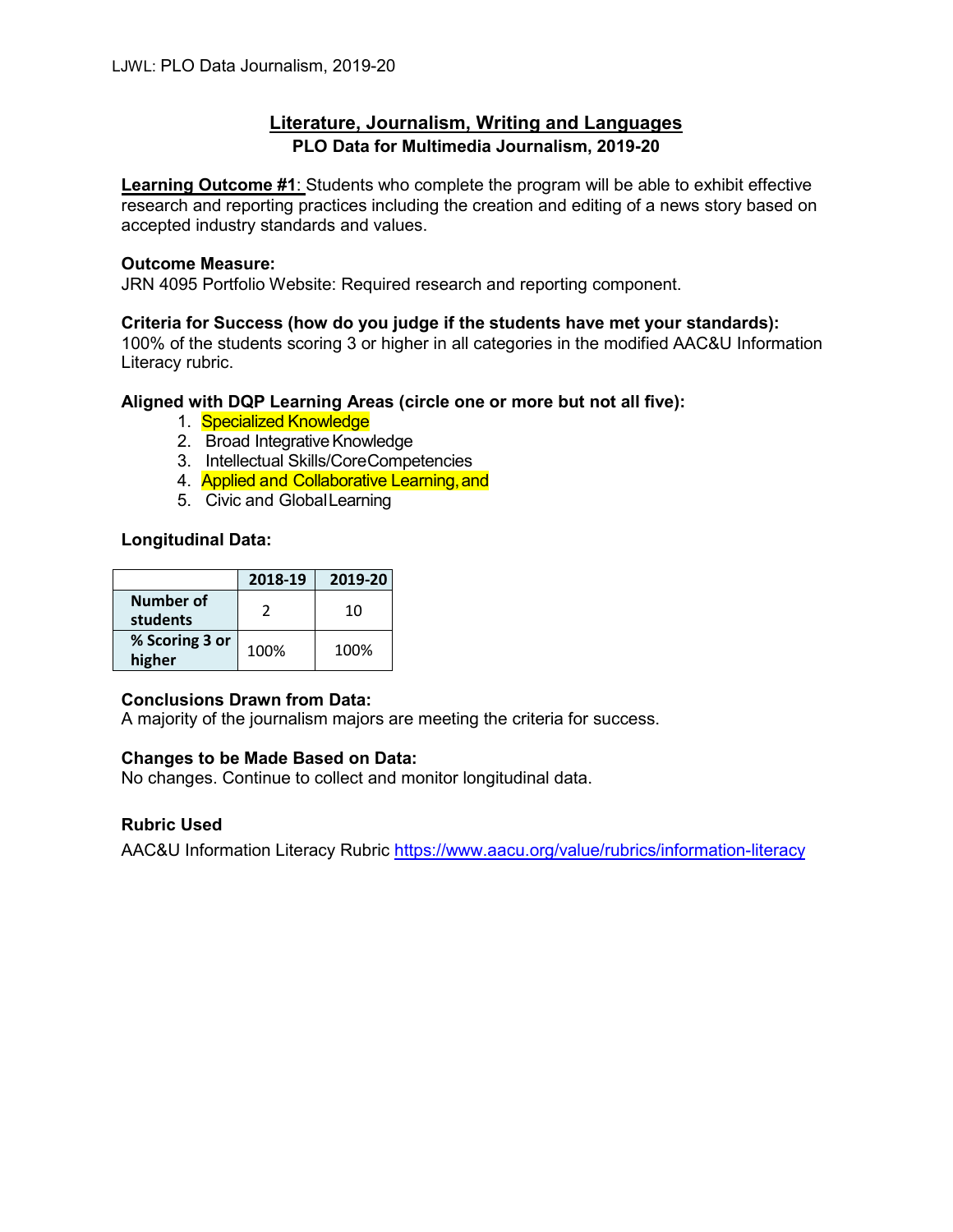## Literature, Journalism, Writing and Languages

### PLO Data for Multimedia Journalism, 2019-20

**Learning Outcome #1**: Students who complete the program will be able to exhibit effective research and reporting practices including the creation and editing of a news story based on accepted industry standards and values.

**Outcome Measure:**
JRN 4095 Portfolio Website: Required research and reporting component.

**Criteria for Success (how do you judge if the students have met your standards):**
100% of the students scoring 3 or higher in all categories in the modified AAC&U Information Literacy rubric.

**Aligned with DQP Learning Areas (circle one or more but not all five):**

1. Specialized Knowledge
2. Broad Integrative Knowledge
3. Intellectual Skills/Core Competencies
4. Applied and Collaborative Learning, and
5. Civic and Global Learning

**Longitudinal Data:**

| | 2018-19 | 2019-20 |
|---|---|---|
| **Number of students** | 2 | 10 |
| **% Scoring 3 or higher** | 100% | 100% |

**Conclusions Drawn from Data:**
A majority of the journalism majors are meeting the criteria for success.

**Changes to be Made Based on Data:**
No changes. Continue to collect and monitor longitudinal data.

**Rubric Used**
AAC&U Information Literacy Rubric https://www.aacu.org/value/rubrics/information-literacy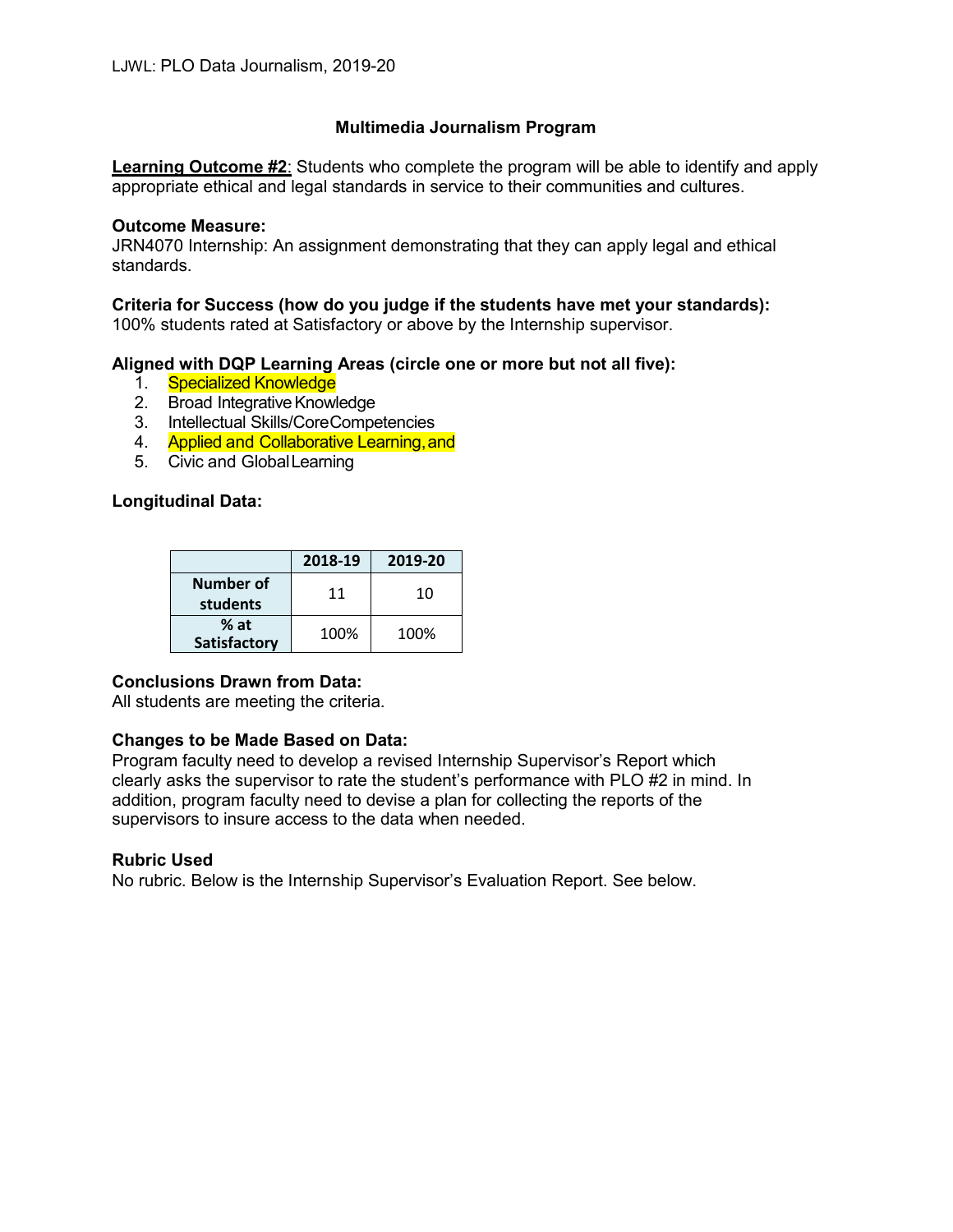LJWL: PLO Data Journalism, 2019-20

## Multimedia Journalism Program

**Learning Outcome #2**: Students who complete the program will be able to identify and apply appropriate ethical and legal standards in service to their communities and cultures.

**Outcome Measure:**
JRN4070 Internship: An assignment demonstrating that they can apply legal and ethical standards.

**Criteria for Success (how do you judge if the students have met your standards):**
100% students rated at Satisfactory or above by the Internship supervisor.

**Aligned with DQP Learning Areas (circle one or more but not all five):**

1. Specialized Knowledge
2. Broad Integrative Knowledge
3. Intellectual Skills/Core Competencies
4. Applied and Collaborative Learning, and
5. Civic and Global Learning

**Longitudinal Data:**

| | 2018-19 | 2019-20 |
|---|---|---|
| Number of students | 11 | 10 |
| % at Satisfactory | 100% | 100% |

**Conclusions Drawn from Data:**
All students are meeting the criteria.

**Changes to be Made Based on Data:**
Program faculty need to develop a revised Internship Supervisor's Report which clearly asks the supervisor to rate the student's performance with PLO #2 in mind. In addition, program faculty need to devise a plan for collecting the reports of the supervisors to insure access to the data when needed.

**Rubric Used**
No rubric. Below is the Internship Supervisor's Evaluation Report. See below.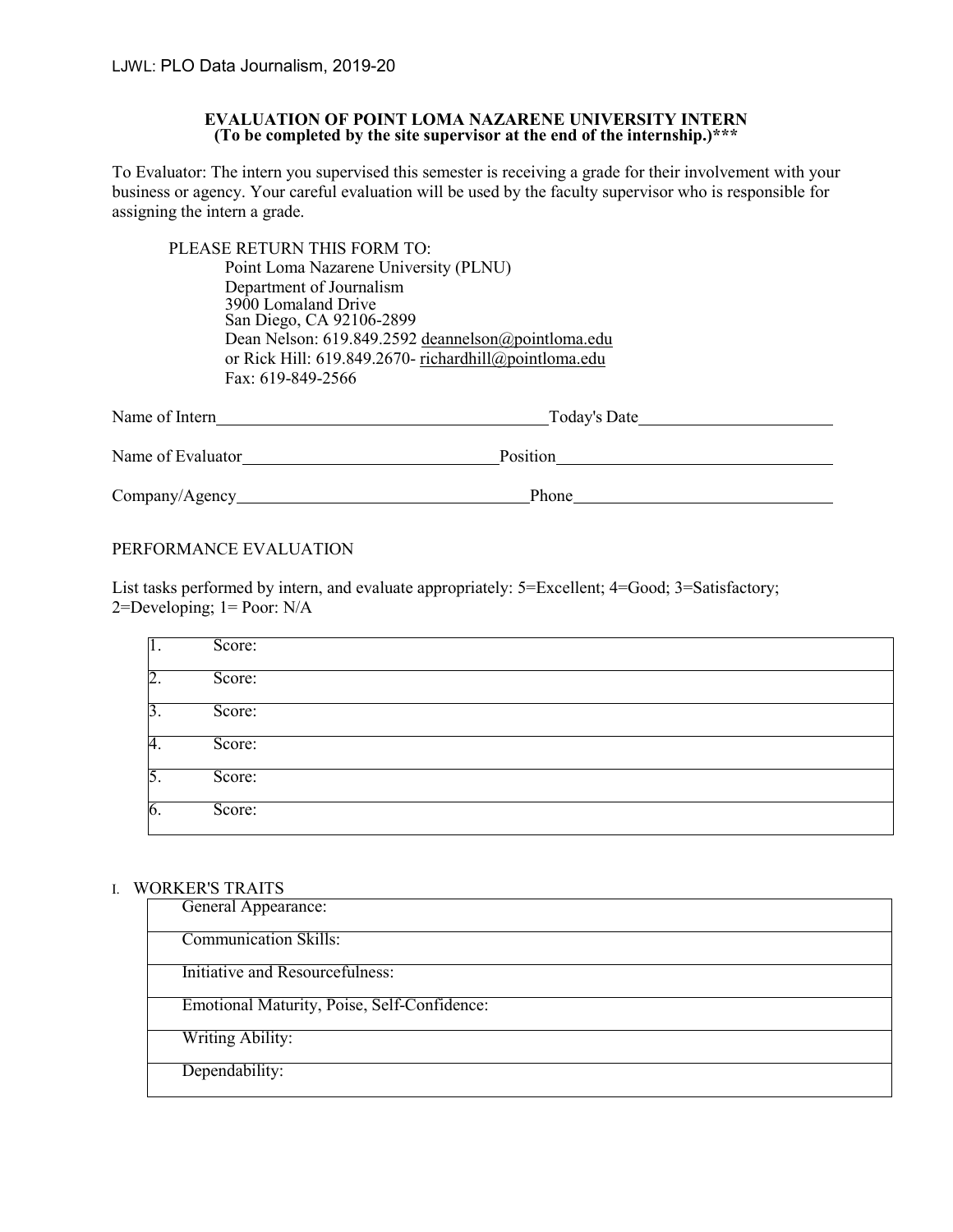LJWL: PLO Data Journalism, 2019-20

**EVALUATION OF POINT LOMA NAZARENE UNIVERSITY INTERN**
**(To be completed by the site supervisor at the end of the internship.)*****

To Evaluator: The intern you supervised this semester is receiving a grade for their involvement with your business or agency. Your careful evaluation will be used by the faculty supervisor who is responsible for assigning the intern a grade.

PLEASE RETURN THIS FORM TO:
Point Loma Nazarene University (PLNU)
Department of Journalism
3900 Lomaland Drive
San Diego, CA 92106-2899
Dean Nelson: 619.849.2592 deannelson@pointloma.edu
or Rick Hill: 619.849.2670- richardhill@pointloma.edu
Fax: 619-849-2566

Name of Intern\_\_\_\_\_\_\_\_\_\_\_\_\_\_\_\_\_\_\_\_\_\_\_\_\_\_\_\_\_\_ Today's Date\_\_\_\_\_\_\_\_\_\_\_\_\_\_\_\_\_\_

Name of Evaluator\_\_\_\_\_\_\_\_\_\_\_\_\_\_\_\_\_\_\_\_\_\_\_\_ Position\_\_\_\_\_\_\_\_\_\_\_\_\_\_\_\_\_\_\_\_\_\_\_\_\_\_

Company/Agency\_\_\_\_\_\_\_\_\_\_\_\_\_\_\_\_\_\_\_\_\_\_\_\_\_\_\_ Phone\_\_\_\_\_\_\_\_\_\_\_\_\_\_\_\_\_\_\_\_\_\_\_\_\_

PERFORMANCE EVALUATION

List tasks performed by intern, and evaluate appropriately: 5=Excellent; 4=Good; 3=Satisfactory; 2=Developing; 1= Poor: N/A

| | |
|---|---|
| 1. | Score: |
| 2. | Score: |
| 3. | Score: |
| 4. | Score: |
| 5. | Score: |
| 6. | Score: |

I. WORKER'S TRAITS

| |
|---|
| General Appearance: |
| Communication Skills: |
| Initiative and Resourcefulness: |
| Emotional Maturity, Poise, Self-Confidence: |
| Writing Ability: |
| Dependability: |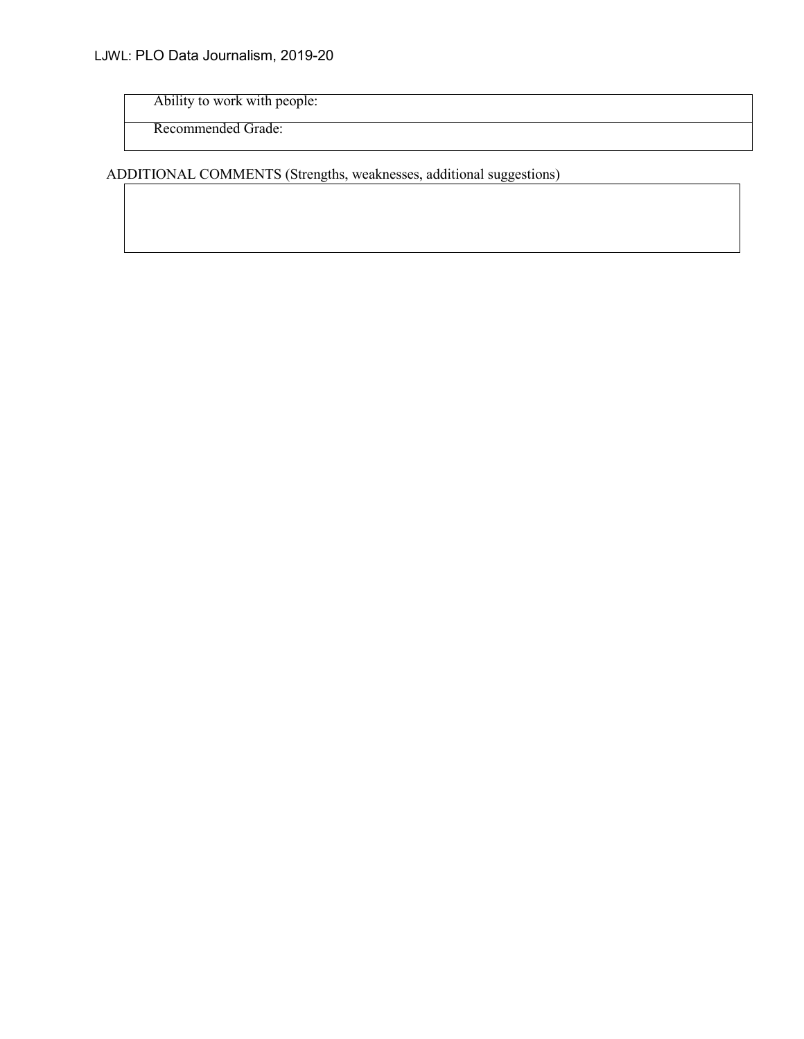| Ability to work with people: |
|---|
| Recommended Grade: |

ADDITIONAL COMMENTS (Strengths, weaknesses, additional suggestions)

| |
|---|
| |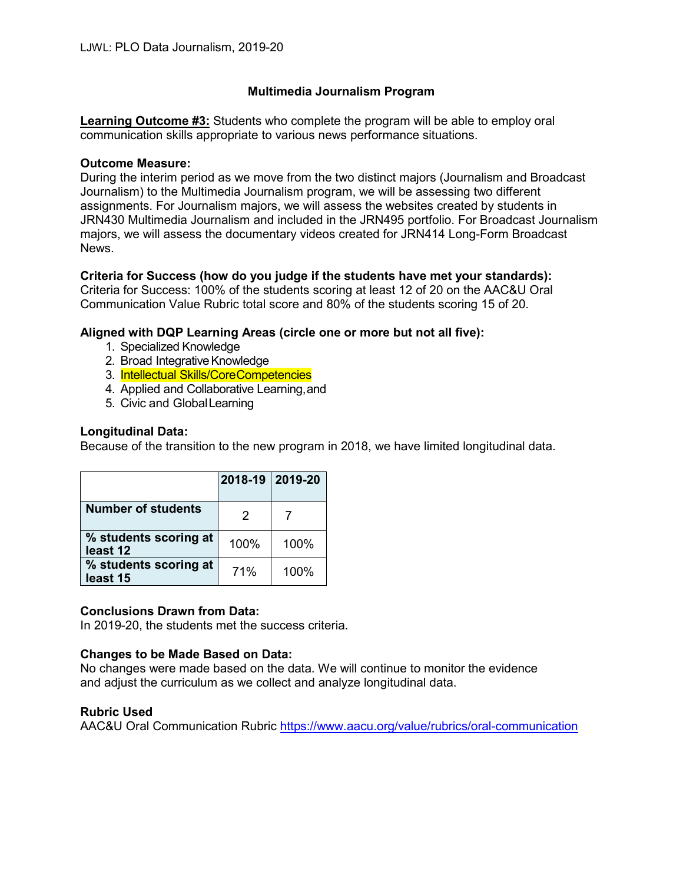LJWL: PLO Data Journalism, 2019-20

# Multimedia Journalism Program

**Learning Outcome #3:** Students who complete the program will be able to employ oral communication skills appropriate to various news performance situations.

**Outcome Measure:**
During the interim period as we move from the two distinct majors (Journalism and Broadcast Journalism) to the Multimedia Journalism program, we will be assessing two different assignments. For Journalism majors, we will assess the websites created by students in JRN430 Multimedia Journalism and included in the JRN495 portfolio. For Broadcast Journalism majors, we will assess the documentary videos created for JRN414 Long-Form Broadcast News.

**Criteria for Success (how do you judge if the students have met your standards):**
Criteria for Success: 100% of the students scoring at least 12 of 20 on the AAC&U Oral Communication Value Rubric total score and 80% of the students scoring 15 of 20.

**Aligned with DQP Learning Areas (circle one or more but not all five):**

1. Specialized Knowledge
2. Broad Integrative Knowledge
3. Intellectual Skills/Core Competencies
4. Applied and Collaborative Learning, and
5. Civic and Global Learning

**Longitudinal Data:**
Because of the transition to the new program in 2018, we have limited longitudinal data.

| | 2018-19 | 2019-20 |
|---|---|---|
| Number of students | 2 | 7 |
| % students scoring at least 12 | 100% | 100% |
| % students scoring at least 15 | 71% | 100% |

**Conclusions Drawn from Data:**
In 2019-20, the students met the success criteria.

**Changes to be Made Based on Data:**
No changes were made based on the data. We will continue to monitor the evidence and adjust the curriculum as we collect and analyze longitudinal data.

**Rubric Used**
AAC&U Oral Communication Rubric https://www.aacu.org/value/rubrics/oral-communication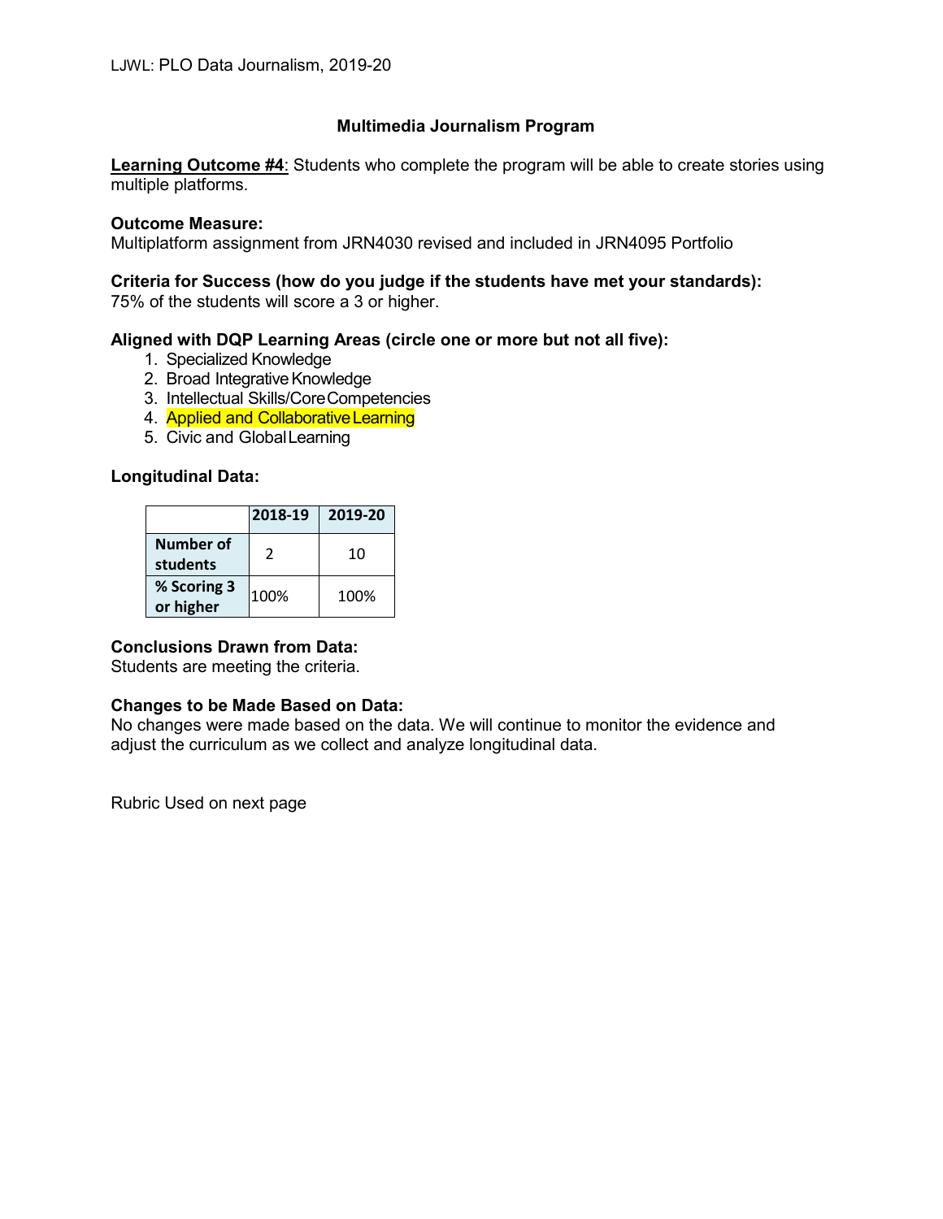LJWL: PLO Data Journalism, 2019-20

## Multimedia Journalism Program

**Learning Outcome #4**: Students who complete the program will be able to create stories using multiple platforms.

**Outcome Measure:**
Multiplatform assignment from JRN4030 revised and included in JRN4095 Portfolio

**Criteria for Success (how do you judge if the students have met your standards):**
75% of the students will score a 3 or higher.

**Aligned with DQP Learning Areas (circle one or more but not all five):**

1. Specialized Knowledge
2. Broad Integrative Knowledge
3. Intellectual Skills/Core Competencies
4. Applied and Collaborative Learning
5. Civic and Global Learning

**Longitudinal Data:**

| | 2018-19 | 2019-20 |
|---|---|---|
| Number of students | 2 | 10 |
| % Scoring 3 or higher | 100% | 100% |

**Conclusions Drawn from Data:**
Students are meeting the criteria.

**Changes to be Made Based on Data:**
No changes were made based on the data. We will continue to monitor the evidence and adjust the curriculum as we collect and analyze longitudinal data.

Rubric Used on next page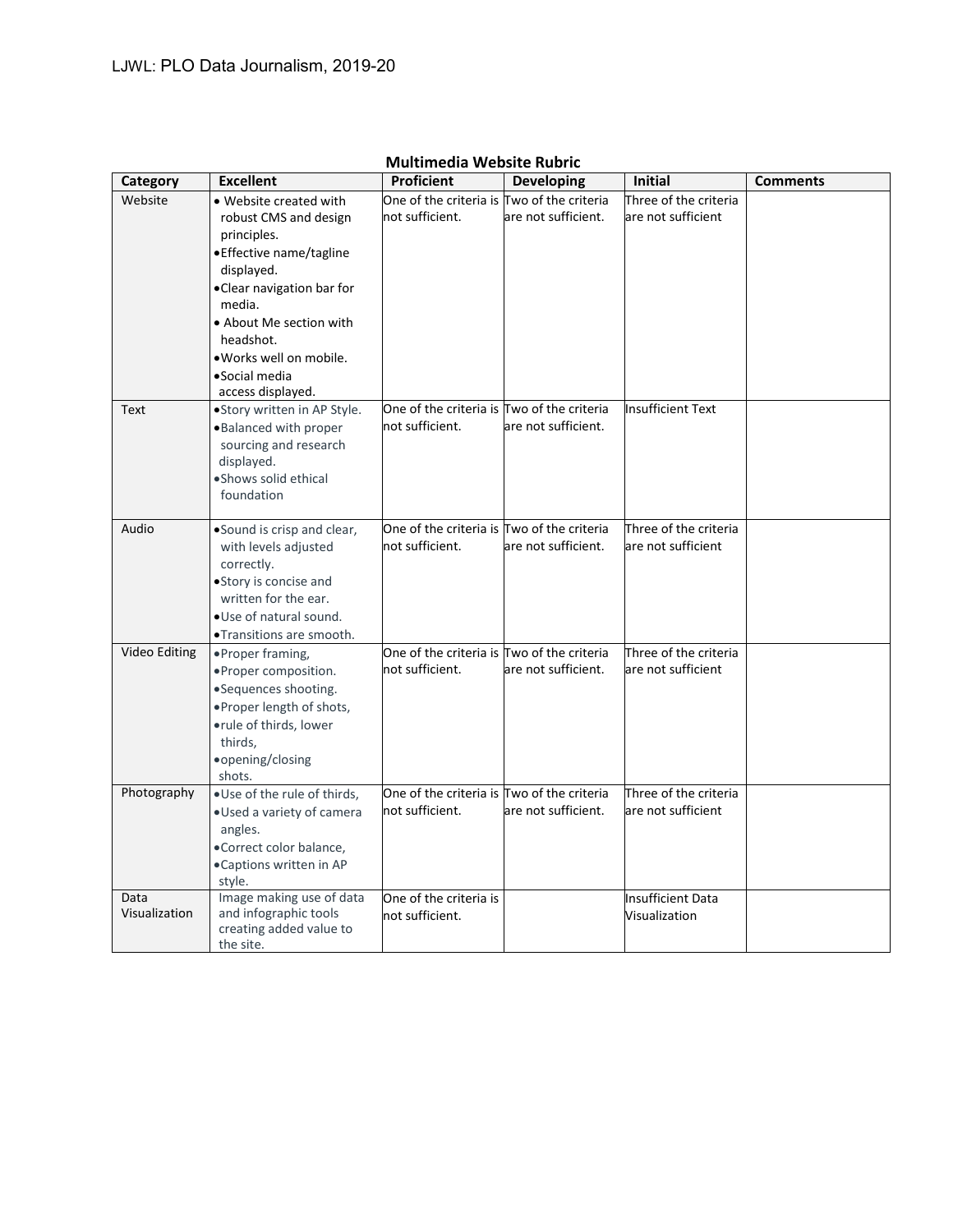**Multimedia Website Rubric**

| Category | Excellent | Proficient | Developing | Initial | Comments |
|---|---|---|---|---|---|
| Website | • Website created with robust CMS and design principles. •Effective name/tagline displayed. •Clear navigation bar for media. • About Me section with headshot. •Works well on mobile. •Social media access displayed. | One of the criteria is not sufficient. | Two of the criteria are not sufficient. | Three of the criteria are not sufficient | |
| Text | •Story written in AP Style. •Balanced with proper sourcing and research displayed. •Shows solid ethical foundation | One of the criteria is not sufficient. | Two of the criteria are not sufficient. | Insufficient Text | |
| Audio | •Sound is crisp and clear, with levels adjusted correctly. •Story is concise and written for the ear. •Use of natural sound. •Transitions are smooth. | One of the criteria is not sufficient. | Two of the criteria are not sufficient. | Three of the criteria are not sufficient | |
| Video Editing | •Proper framing, •Proper composition. •Sequences shooting. •Proper length of shots, •rule of thirds, lower thirds, •opening/closing shots. | One of the criteria is not sufficient. | Two of the criteria are not sufficient. | Three of the criteria are not sufficient | |
| Photography | •Use of the rule of thirds, •Used a variety of camera angles. •Correct color balance, •Captions written in AP style. | One of the criteria is not sufficient. | Two of the criteria are not sufficient. | Three of the criteria are not sufficient | |
| Data Visualization | Image making use of data and infographic tools creating added value to the site. | One of the criteria is not sufficient. | | Insufficient Data Visualization | |